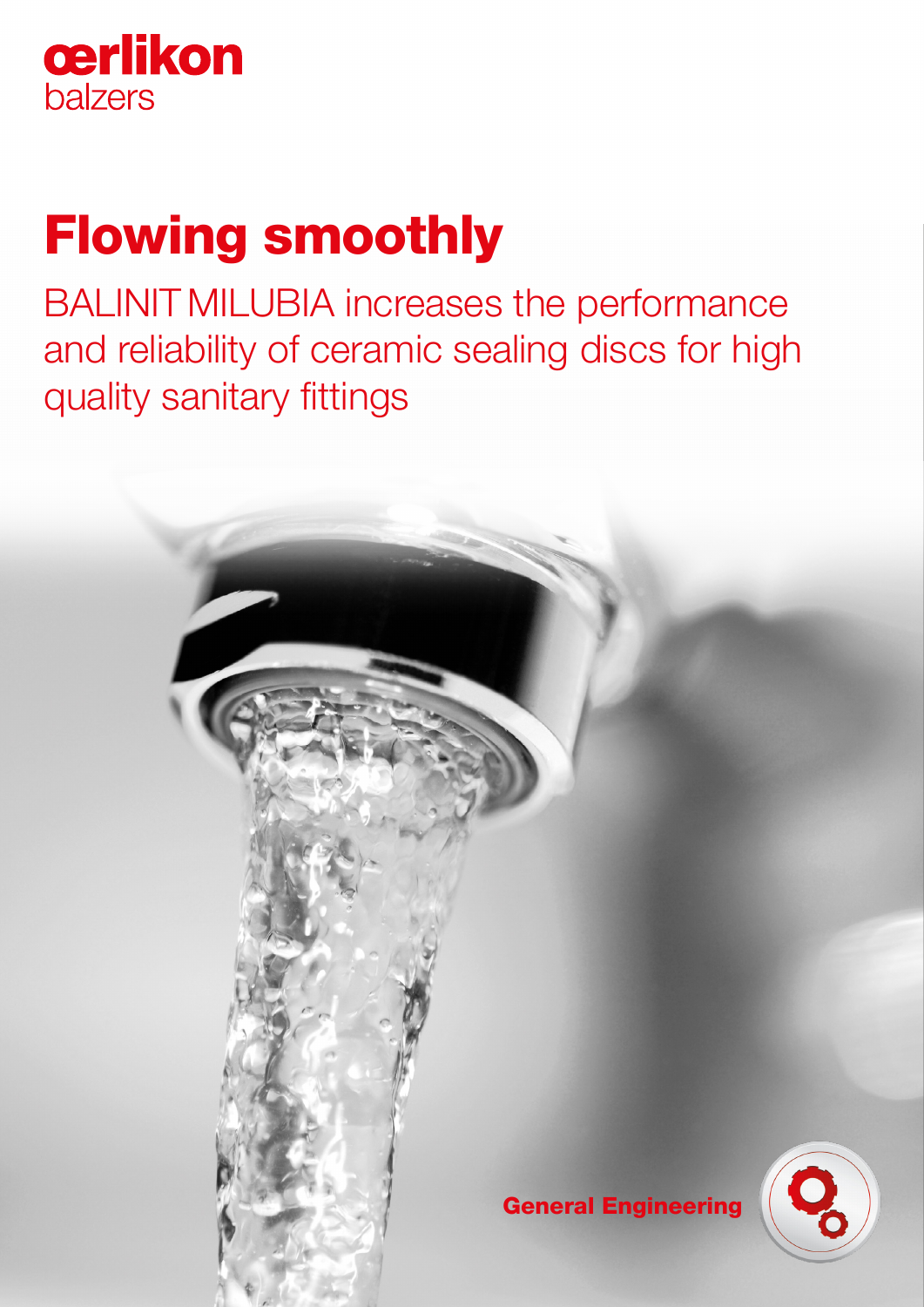oerlikon
balzers

# Flowing smoothly

BALINIT MILUBIA increases the performance and reliability of ceramic sealing discs for high quality sanitary fittings

General Engineering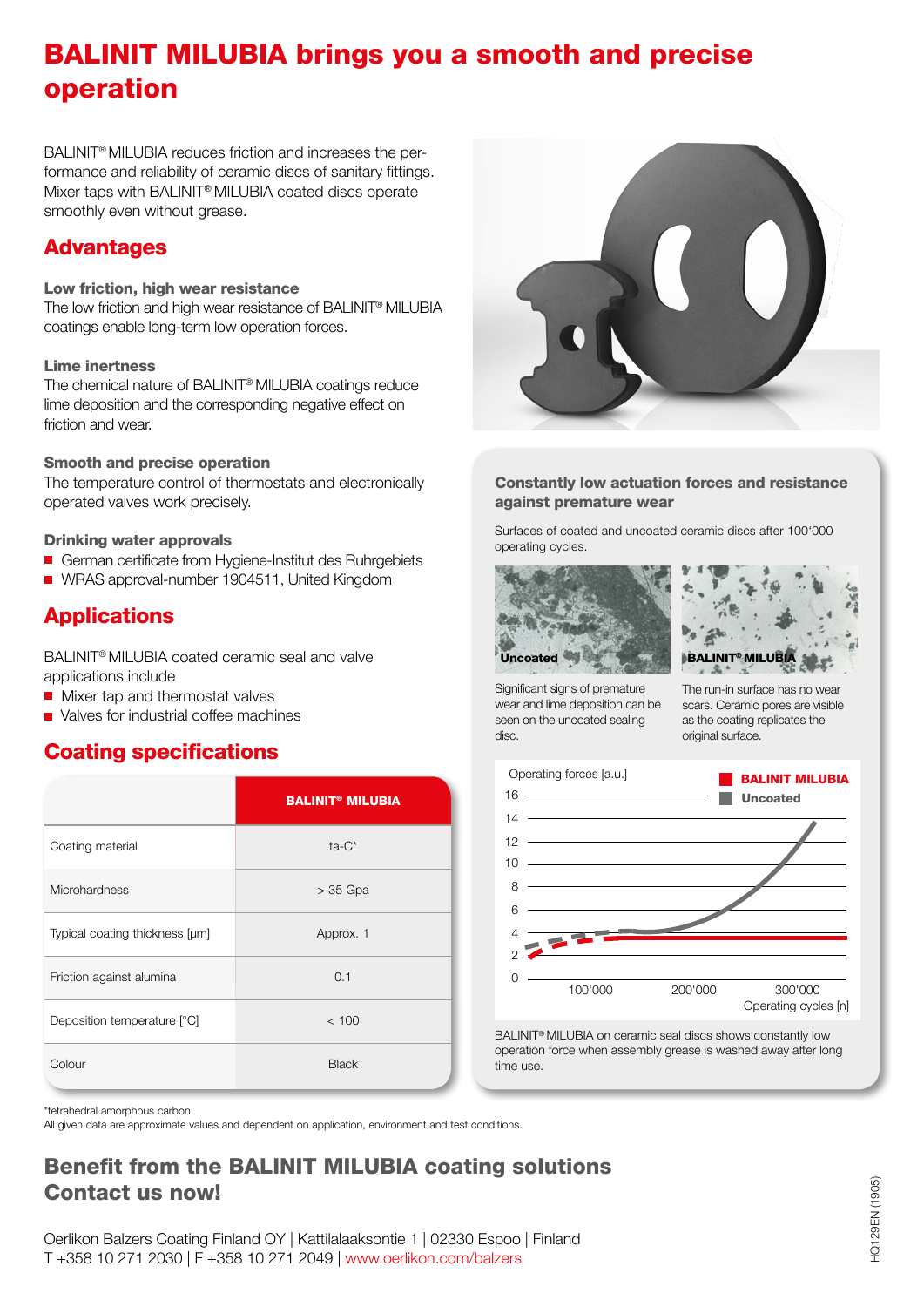# BALINIT MILUBIA brings you a smooth and precise operation

BALINIT® MILUBIA reduces friction and increases the performance and reliability of ceramic discs of sanitary fittings. Mixer taps with BALINIT® MILUBIA coated discs operate smoothly even without grease.

## Advantages

**Low friction, high wear resistance**
The low friction and high wear resistance of BALINIT® MILUBIA coatings enable long-term low operation forces.

**Lime inertness**
The chemical nature of BALINIT® MILUBIA coatings reduce lime deposition and the corresponding negative effect on friction and wear.

**Smooth and precise operation**
The temperature control of thermostats and electronically operated valves work precisely.

**Drinking water approvals**

- German certificate from Hygiene-Institut des Ruhrgebiets
- WRAS approval-number 1904511, United Kingdom

## Applications

BALINIT® MILUBIA coated ceramic seal and valve applications include

- Mixer tap and thermostat valves
- Valves for industrial coffee machines

## Coating specifications

| | BALINIT® MILUBIA |
|---|---|
| Coating material | ta-C* |
| Microhardness | > 35 Gpa |
| Typical coating thickness [µm] | Approx. 1 |
| Friction against alumina | 0.1 |
| Deposition temperature [°C] | < 100 |
| Colour | Black |

\*tetrahedral amorphous carbon
All given data are approximate values and dependent on application, environment and test conditions.

### Constantly low actuation forces and resistance against premature wear

Surfaces of coated and uncoated ceramic discs after 100'000 operating cycles.

Uncoated

Significant signs of premature wear and lime deposition can be seen on the uncoated sealing disc.

BALINIT® MILUBIA

The run-in surface has no wear scars. Ceramic pores are visible as the coating replicates the original surface.

Operating forces [a.u.]
BALINIT MILUBIA
Uncoated
16
14
12
10
8
6
4
2
0
100'000
200'000
300'000
Operating cycles [n]

BALINIT® MILUBIA on ceramic seal discs shows constantly low operation force when assembly grease is washed away after long time use.

## Benefit from the BALINIT MILUBIA coating solutions
## Contact us now!

Oerlikon Balzers Coating Finland OY | Kattilalaaksontie 1 | 02330 Espoo | Finland
T +358 10 271 2030 | F +358 10 271 2049 | www.oerlikon.com/balzers

HQ129EN (1905)